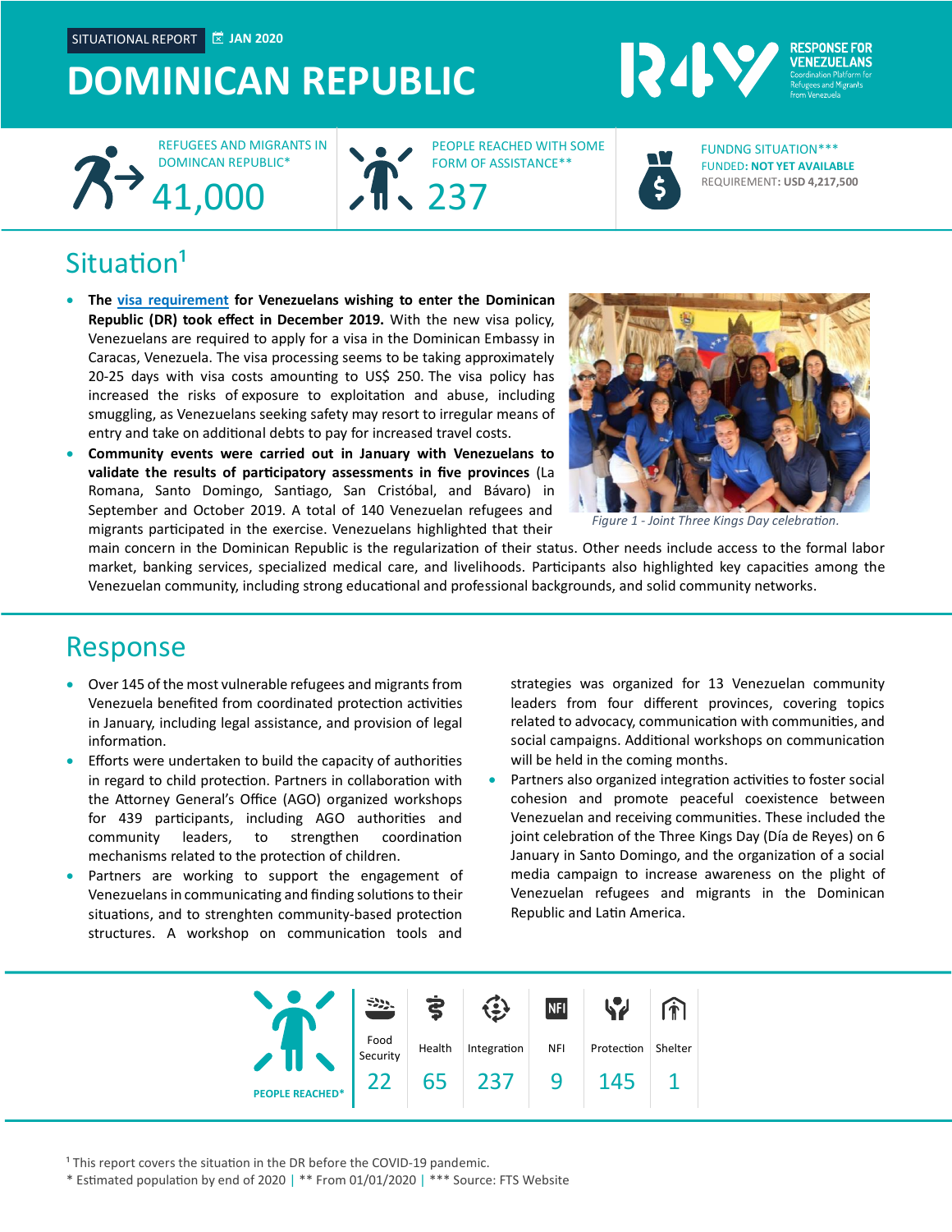SITUATIONAL REPORT JAN 2020

# DOMINICAN REPUBLIC

RESPONSE FOR VENEZUELANS
Coordination Platform for Refugees and Migrants from Venezuela

REFUGEES AND MIGRANTS IN DOMINCAN REPUBLIC*
41,000

PEOPLE REACHED WITH SOME FORM OF ASSISTANCE**
237

FUNDNG SITUATION***
FUNDED: NOT YET AVAILABLE
REQUIREMENT: USD 4,217,500

## Situation[1]

- **The visa requirement for Venezuelans wishing to enter the Dominican Republic (DR) took effect in December 2019.** With the new visa policy, Venezuelans are required to apply for a visa in the Dominican Embassy in Caracas, Venezuela. The visa processing seems to be taking approximately 20-25 days with visa costs amounting to US$ 250. The visa policy has increased the risks of exposure to exploitation and abuse, including smuggling, as Venezuelans seeking safety may resort to irregular means of entry and take on additional debts to pay for increased travel costs.
- **Community events were carried out in January with Venezuelans to validate the results of participatory assessments in five provinces** (La Romana, Santo Domingo, Santiago, San Cristóbal, and Bávaro) in September and October 2019. A total of 140 Venezuelan refugees and migrants participated in the exercise. Venezuelans highlighted that their main concern in the Dominican Republic is the regularization of their status. Other needs include access to the formal labor market, banking services, specialized medical care, and livelihoods. Participants also highlighted key capacities among the Venezuelan community, including strong educational and professional backgrounds, and solid community networks.

*Figure 1 - Joint Three Kings Day celebration.*

## Response

- Over 145 of the most vulnerable refugees and migrants from Venezuela benefited from coordinated protection activities in January, including legal assistance, and provision of legal information.
- Efforts were undertaken to build the capacity of authorities in regard to child protection. Partners in collaboration with the Attorney General's Office (AGO) organized workshops for 439 participants, including AGO authorities and community leaders, to strengthen coordination mechanisms related to the protection of children.
- Partners are working to support the engagement of Venezuelans in communicating and finding solutions to their situations, and to strenghten community-based protection structures. A workshop on communication tools and strategies was organized for 13 Venezuelan community leaders from four different provinces, covering topics related to advocacy, communication with communities, and social campaigns. Additional workshops on communication will be held in the coming months.
- Partners also organized integration activities to foster social cohesion and promote peaceful coexistence between Venezuelan and receiving communities. These included the joint celebration of the Three Kings Day (Día de Reyes) on 6 January in Santo Domingo, and the organization of a social media campaign to increase awareness on the plight of Venezuelan refugees and migrants in the Dominican Republic and Latin America.

| PEOPLE REACHED* | Food Security | Health | Integration | NFI | Protection | Shelter |
|---|---|---|---|---|---|---|
| | 22 | 65 | 237 | 9 | 145 | 1 |

[1] This report covers the situation in the DR before the COVID-19 pandemic.
* Estimated population by end of 2020 | ** From 01/01/2020 | *** Source: FTS Website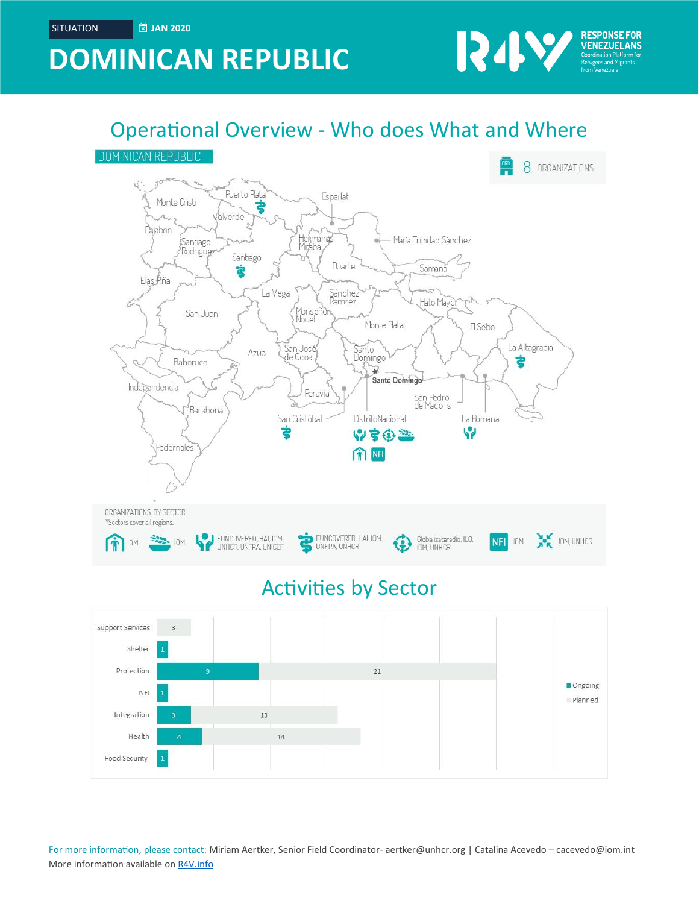SITUATION | JAN 2020

# DOMINICAN REPUBLIC

RESPONSE FOR VENEZUELANS
Coordination Platform for Refugees and Migrants from Venezuela

## Operational Overview - Who does What and Where

DOMINICAN REPUBLIC

8 ORGANIZATIONS

Monte Cristi
Puerto Plata
Espaillat
Valverde
Dajabon
Santiago Rodriguez
Santiago
Hermanos Mirabal
María Trinidad Sánchez
Duarte
Samaná
Elias Piña
La Vega
Sánchez Ramirez
Hato Mayor
San Juan
Monseñor Nouel
Monte Plata
El Seibo
La Altagracia
Azua
San José de Ocoa
Santo Domingo
Bahoruco
Santo Domingo
Independencia
Peravia
San Pedro de Macoris
Barahona
San Cristóbal
DistritoNacional
La Romana
Pedernales

ORGANIZATIONS BY SECTOR
*Sectors cover all regions.

IOM
IOM
FUNCOVERED, HAI, IOM, UNHCR, UNFPA, UNICEF
FUNCOVERED, HAI, IOM, UNFPA, UNHCR
Globalizateradio, ILO, IOM, UNHCR
NFI IOM
IOM, UNHCR

## Activities by Sector

Support Services 3
Shelter 1
Protection 9 21
NFI 1
Integration 3 13
Health 4 14
Food Security 1

Ongoing
Planned

For more information, please contact: Miriam Aertker, Senior Field Coordinator- aertker@unhcr.org | Catalina Acevedo – cacevedo@iom.int
More information available on R4V.info